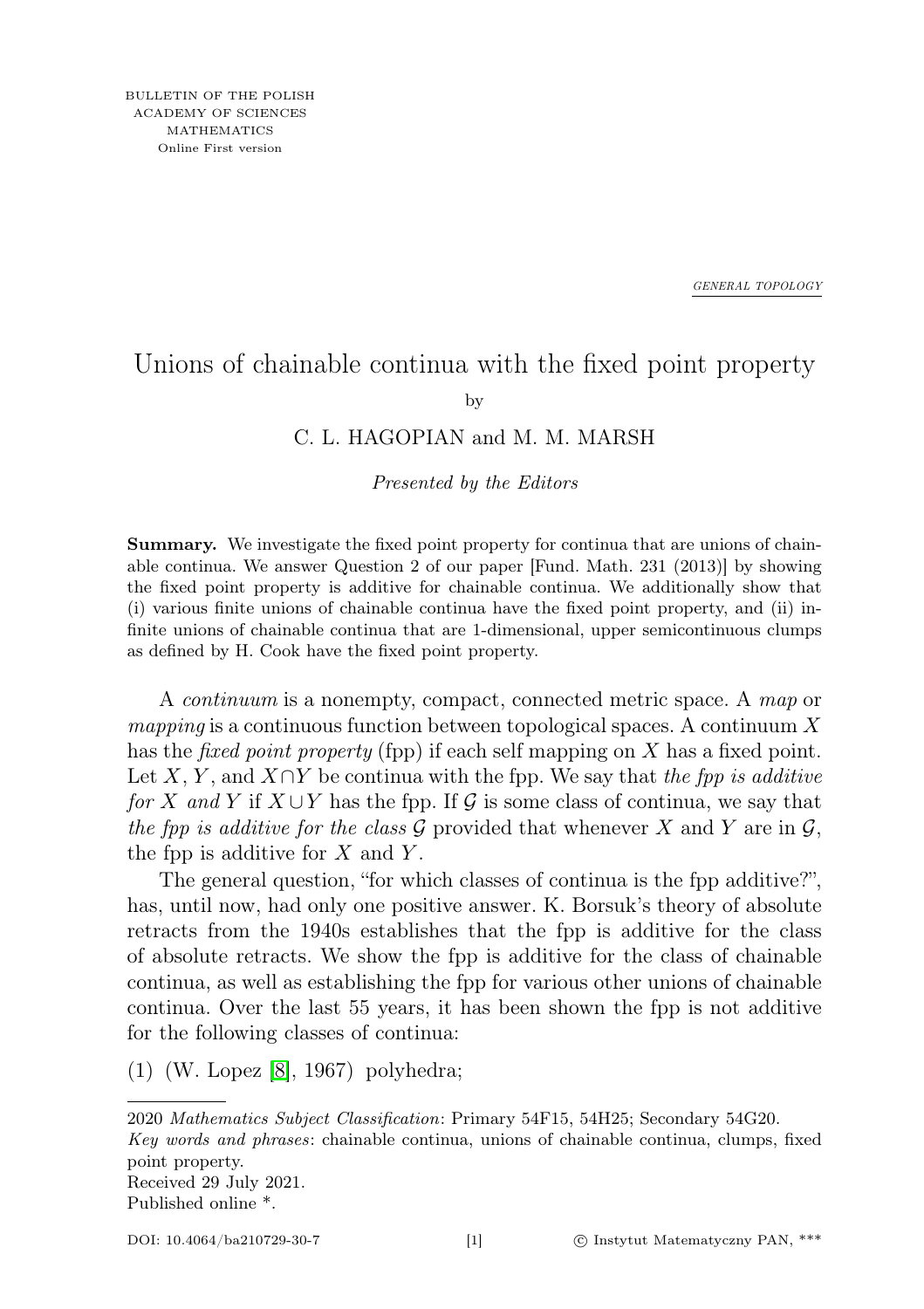BULLETIN OF THE POLISH ACADEMY OF SCIENCES MATHEMATICS
Online First version

GENERAL TOPOLOGY

# Unions of chainable continua with the fixed point property

by

C. L. HAGOPIAN and M. M. MARSH

*Presented by the Editors*

**Summary.** We investigate the fixed point property for continua that are unions of chainable continua. We answer Question 2 of our paper [Fund. Math. 231 (2013)] by showing the fixed point property is additive for chainable continua. We additionally show that (i) various finite unions of chainable continua have the fixed point property, and (ii) infinite unions of chainable continua that are 1-dimensional, upper semicontinuous clumps as defined by H. Cook have the fixed point property.

A *continuum* is a nonempty, compact, connected metric space. A *map* or *mapping* is a continuous function between topological spaces. A continuum $X$ has the *fixed point property* (fpp) if each self mapping on $X$ has a fixed point. Let $X$, $Y$, and $X \cap Y$ be continua with the fpp. We say that *the fpp is additive for $X$ and $Y$* if $X \cup Y$ has the fpp. If $\mathcal{G}$ is some class of continua, we say that *the fpp is additive for the class $\mathcal{G}$* provided that whenever $X$ and $Y$ are in $\mathcal{G}$, the fpp is additive for $X$ and $Y$.

The general question, "for which classes of continua is the fpp additive?", has, until now, had only one positive answer. K. Borsuk's theory of absolute retracts from the 1940s establishes that the fpp is additive for the class of absolute retracts. We show the fpp is additive for the class of chainable continua, as well as establishing the fpp for various other unions of chainable continua. Over the last 55 years, it has been shown the fpp is not additive for the following classes of continua:

(1) (W. Lopez [8], 1967) polyhedra;

---

2020 *Mathematics Subject Classification*: Primary 54F15, 54H25; Secondary 54G20.
*Key words and phrases*: chainable continua, unions of chainable continua, clumps, fixed point property.
Received 29 July 2021.
Published online *.

DOI: 10.4064/ba210729-30-7 © Instytut Matematyczny PAN, ***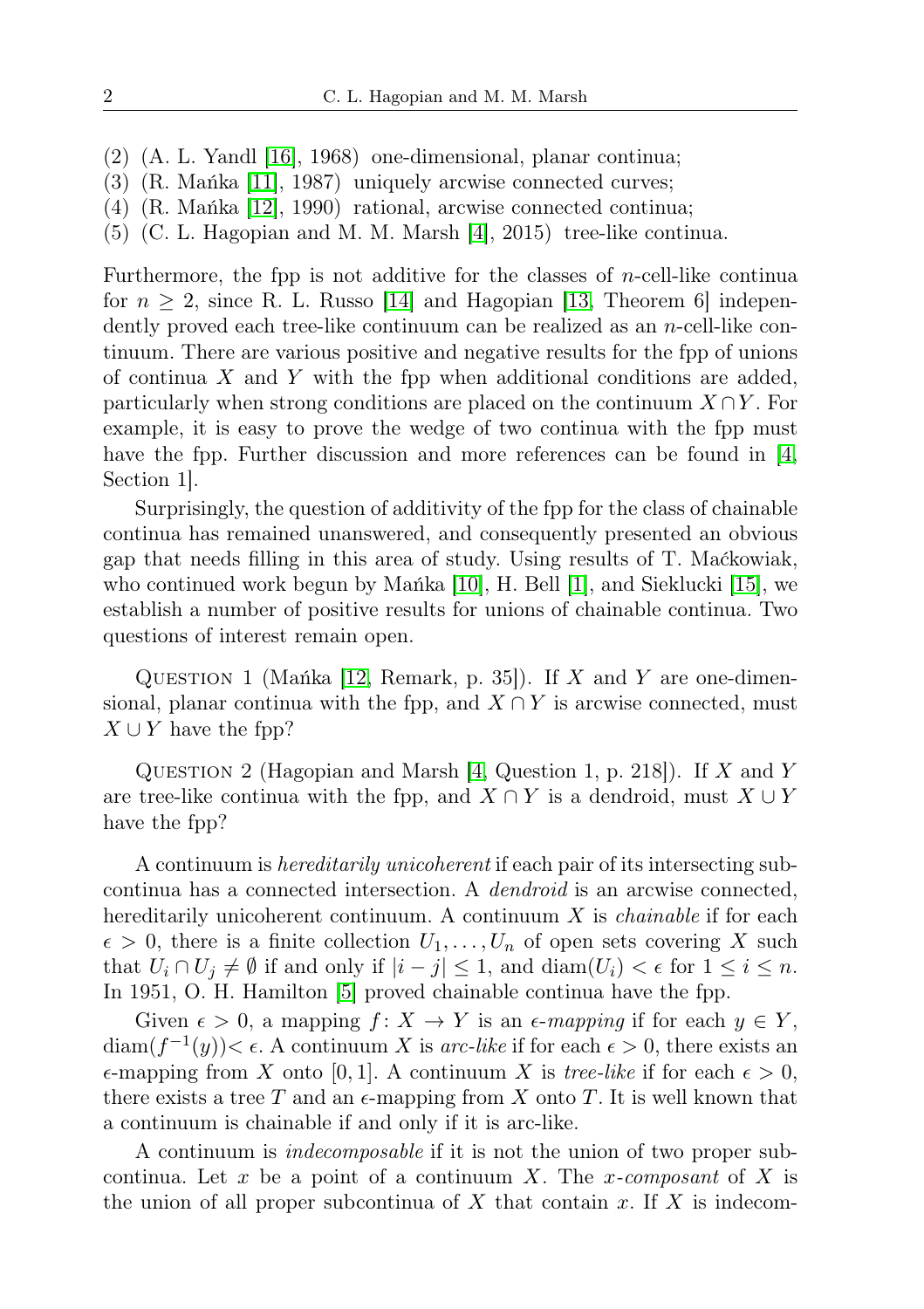(2) (A. L. Yandl [16], 1968) one-dimensional, planar continua;
(3) (R. Mańka [11], 1987) uniquely arcwise connected curves;
(4) (R. Mańka [12], 1990) rational, arcwise connected continua;
(5) (C. L. Hagopian and M. M. Marsh [4], 2015) tree-like continua.

Furthermore, the fpp is not additive for the classes of $n$-cell-like continua for $n \geq 2$, since R. L. Russo [14] and Hagopian [13, Theorem 6] independently proved each tree-like continuum can be realized as an $n$-cell-like continuum. There are various positive and negative results for the fpp of unions of continua $X$ and $Y$ with the fpp when additional conditions are added, particularly when strong conditions are placed on the continuum $X \cap Y$. For example, it is easy to prove the wedge of two continua with the fpp must have the fpp. Further discussion and more references can be found in [4, Section 1].

Surprisingly, the question of additivity of the fpp for the class of chainable continua has remained unanswered, and consequently presented an obvious gap that needs filling in this area of study. Using results of T. Maćkowiak, who continued work begun by Mańka [10], H. Bell [1], and Sieklucki [15], we establish a number of positive results for unions of chainable continua. Two questions of interest remain open.

Question 1 (Mańka [12, Remark, p. 35]). If $X$ and $Y$ are one-dimensional, planar continua with the fpp, and $X \cap Y$ is arcwise connected, must $X \cup Y$ have the fpp?

Question 2 (Hagopian and Marsh [4, Question 1, p. 218]). If $X$ and $Y$ are tree-like continua with the fpp, and $X \cap Y$ is a dendroid, must $X \cup Y$ have the fpp?

A continuum is *hereditarily unicoherent* if each pair of its intersecting subcontinua has a connected intersection. A *dendroid* is an arcwise connected, hereditarily unicoherent continuum. A continuum $X$ is *chainable* if for each $\epsilon > 0$, there is a finite collection $U_1, \ldots, U_n$ of open sets covering $X$ such that $U_i \cap U_j \neq \emptyset$ if and only if $|i - j| \leq 1$, and $\operatorname{diam}(U_i) < \epsilon$ for $1 \leq i \leq n$. In 1951, O. H. Hamilton [5] proved chainable continua have the fpp.

Given $\epsilon > 0$, a mapping $f \colon X \to Y$ is an *$\epsilon$-mapping* if for each $y \in Y$, $\operatorname{diam}(f^{-1}(y)) < \epsilon$. A continuum $X$ is *arc-like* if for each $\epsilon > 0$, there exists an $\epsilon$-mapping from $X$ onto $[0, 1]$. A continuum $X$ is *tree-like* if for each $\epsilon > 0$, there exists a tree $T$ and an $\epsilon$-mapping from $X$ onto $T$. It is well known that a continuum is chainable if and only if it is arc-like.

A continuum is *indecomposable* if it is not the union of two proper subcontinua. Let $x$ be a point of a continuum $X$. The *$x$-composant* of $X$ is the union of all proper subcontinua of $X$ that contain $x$. If $X$ is indecom-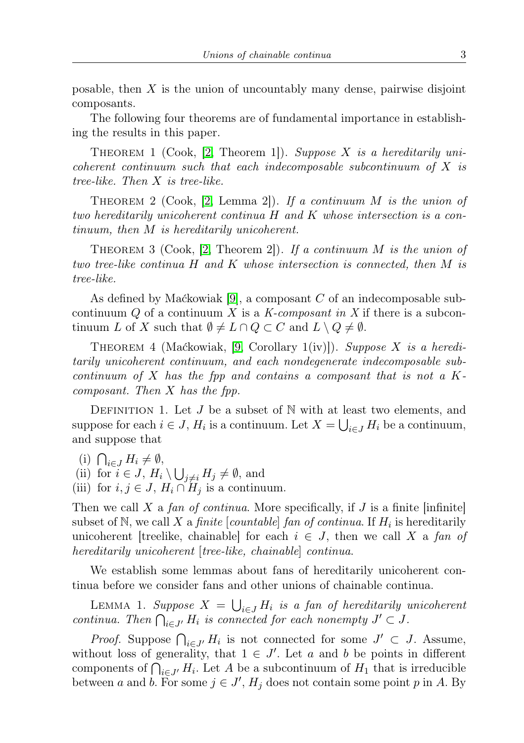posable, then $X$ is the union of uncountably many dense, pairwise disjoint composants.

The following four theorems are of fundamental importance in establishing the results in this paper.

Theorem 1 (Cook, [2, Theorem 1]). *Suppose $X$ is a hereditarily unicoherent continuum such that each indecomposable subcontinuum of $X$ is tree-like. Then $X$ is tree-like.*

Theorem 2 (Cook, [2, Lemma 2]). *If a continuum $M$ is the union of two hereditarily unicoherent continua $H$ and $K$ whose intersection is a continuum, then $M$ is hereditarily unicoherent.*

Theorem 3 (Cook, [2, Theorem 2]). *If a continuum $M$ is the union of two tree-like continua $H$ and $K$ whose intersection is connected, then $M$ is tree-like.*

As defined by Maćkowiak [9], a composant $C$ of an indecomposable subcontinuum $Q$ of a continuum $X$ is a *$K$-composant in $X$* if there is a subcontinuum $L$ of $X$ such that $\emptyset \neq L \cap Q \subset C$ and $L \setminus Q \neq \emptyset$.

Theorem 4 (Maćkowiak, [9, Corollary 1(iv)]). *Suppose $X$ is a hereditarily unicoherent continuum, and each nondegenerate indecomposable subcontinuum of $X$ has the fpp and contains a composant that is not a $K$-composant. Then $X$ has the fpp.*

Definition 1. Let $J$ be a subset of $\mathbb{N}$ with at least two elements, and suppose for each $i \in J$, $H_i$ is a continuum. Let $X = \bigcup_{i \in J} H_i$ be a continuum, and suppose that

(i) $\bigcap_{i \in J} H_i \neq \emptyset$,
(ii) for $i \in J$, $H_i \setminus \bigcup_{j \neq i} H_j \neq \emptyset$, and
(iii) for $i, j \in J$, $H_i \cap H_j$ is a continuum.

Then we call $X$ a *fan of continua*. More specifically, if $J$ is a finite [infinite] subset of $\mathbb{N}$, we call $X$ a *finite* [*countable*] *fan of continua*. If $H_i$ is hereditarily unicoherent [treelike, chainable] for each $i \in J$, then we call $X$ a *fan of hereditarily unicoherent* [*tree-like, chainable*] *continua*.

We establish some lemmas about fans of hereditarily unicoherent continua before we consider fans and other unions of chainable continua.

Lemma 1. *Suppose $X = \bigcup_{i \in J} H_i$ is a fan of hereditarily unicoherent continua. Then $\bigcap_{i \in J'} H_i$ is connected for each nonempty $J' \subset J$.*

*Proof.* Suppose $\bigcap_{i \in J'} H_i$ is not connected for some $J' \subset J$. Assume, without loss of generality, that $1 \in J'$. Let $a$ and $b$ be points in different components of $\bigcap_{i \in J'} H_i$. Let $A$ be a subcontinuum of $H_1$ that is irreducible between $a$ and $b$. For some $j \in J'$, $H_j$ does not contain some point $p$ in $A$. By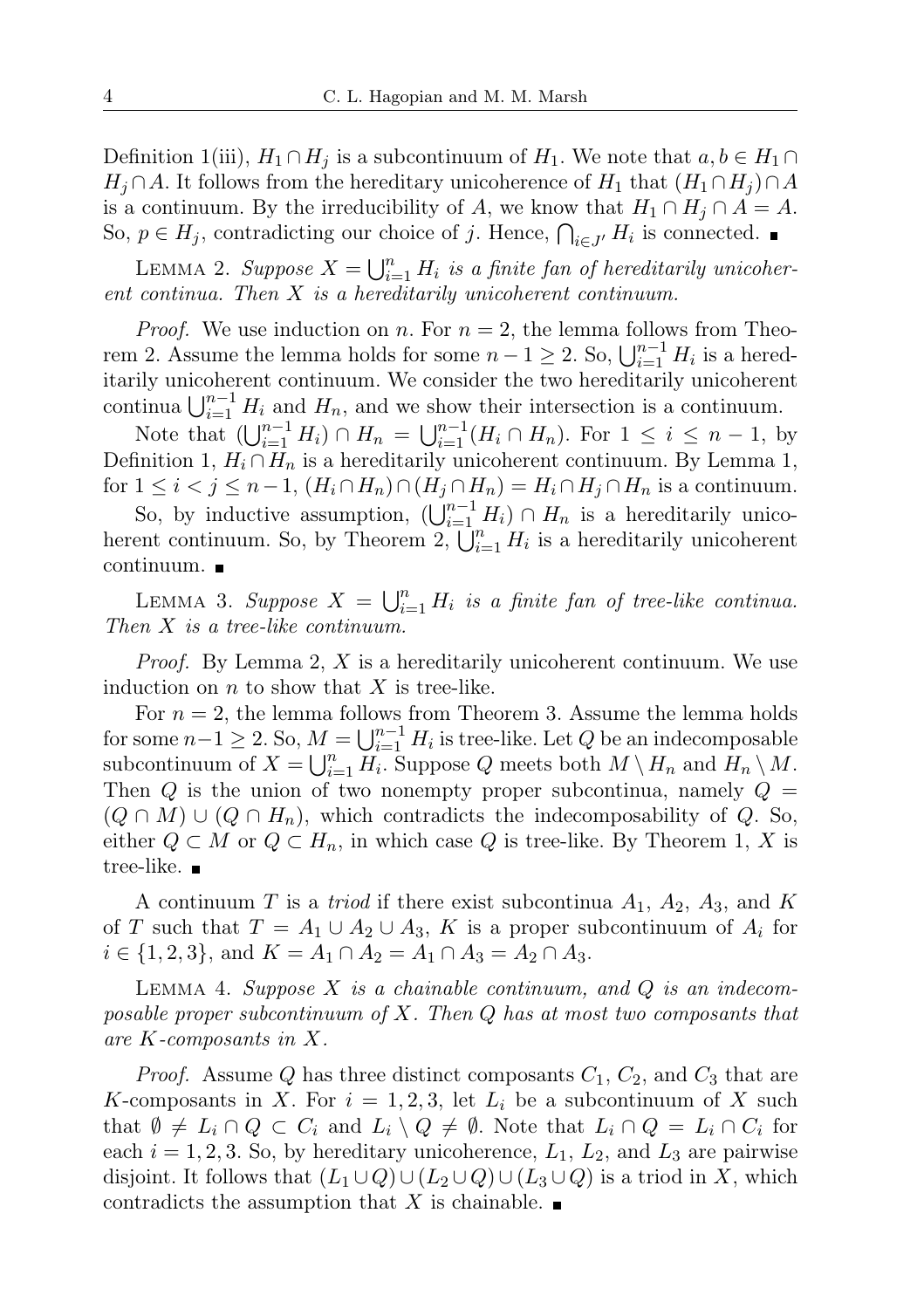Definition 1(iii), $H_1 \cap H_j$ is a subcontinuum of $H_1$. We note that $a, b \in H_1 \cap H_j \cap A$. It follows from the hereditary unicoherence of $H_1$ that $(H_1 \cap H_j) \cap A$ is a continuum. By the irreducibility of $A$, we know that $H_1 \cap H_j \cap A = A$. So, $p \in H_j$, contradicting our choice of $j$. Hence, $\bigcap_{i \in J'} H_i$ is connected. ■

Lemma 2. *Suppose $X = \bigcup_{i=1}^{n} H_i$ is a finite fan of hereditarily unicoherent continua. Then $X$ is a hereditarily unicoherent continuum.*

*Proof.* We use induction on $n$. For $n = 2$, the lemma follows from Theorem 2. Assume the lemma holds for some $n - 1 \geq 2$. So, $\bigcup_{i=1}^{n-1} H_i$ is a hereditarily unicoherent continuum. We consider the two hereditarily unicoherent continua $\bigcup_{i=1}^{n-1} H_i$ and $H_n$, and we show their intersection is a continuum.

Note that $(\bigcup_{i=1}^{n-1} H_i) \cap H_n = \bigcup_{i=1}^{n-1} (H_i \cap H_n)$. For $1 \leq i \leq n-1$, by Definition 1, $H_i \cap H_n$ is a hereditarily unicoherent continuum. By Lemma 1, for $1 \leq i < j \leq n-1$, $(H_i \cap H_n) \cap (H_j \cap H_n) = H_i \cap H_j \cap H_n$ is a continuum.

So, by inductive assumption, $(\bigcup_{i=1}^{n-1} H_i) \cap H_n$ is a hereditarily unicoherent continuum. So, by Theorem 2, $\bigcup_{i=1}^{n} H_i$ is a hereditarily unicoherent continuum. ■

Lemma 3. *Suppose $X = \bigcup_{i=1}^{n} H_i$ is a finite fan of tree-like continua. Then $X$ is a tree-like continuum.*

*Proof.* By Lemma 2, $X$ is a hereditarily unicoherent continuum. We use induction on $n$ to show that $X$ is tree-like.

For $n = 2$, the lemma follows from Theorem 3. Assume the lemma holds for some $n - 1 \geq 2$. So, $M = \bigcup_{i=1}^{n-1} H_i$ is tree-like. Let $Q$ be an indecomposable subcontinuum of $X = \bigcup_{i=1}^{n} H_i$. Suppose $Q$ meets both $M \setminus H_n$ and $H_n \setminus M$. Then $Q$ is the union of two nonempty proper subcontinua, namely $Q = (Q \cap M) \cup (Q \cap H_n)$, which contradicts the indecomposability of $Q$. So, either $Q \subset M$ or $Q \subset H_n$, in which case $Q$ is tree-like. By Theorem 1, $X$ is tree-like. ■

A continuum $T$ is a *triod* if there exist subcontinua $A_1$, $A_2$, $A_3$, and $K$ of $T$ such that $T = A_1 \cup A_2 \cup A_3$, $K$ is a proper subcontinuum of $A_i$ for $i \in \{1, 2, 3\}$, and $K = A_1 \cap A_2 = A_1 \cap A_3 = A_2 \cap A_3$.

Lemma 4. *Suppose $X$ is a chainable continuum, and $Q$ is an indecomposable proper subcontinuum of $X$. Then $Q$ has at most two composants that are $K$-composants in $X$.*

*Proof.* Assume $Q$ has three distinct composants $C_1$, $C_2$, and $C_3$ that are $K$-composants in $X$. For $i = 1, 2, 3$, let $L_i$ be a subcontinuum of $X$ such that $\emptyset \neq L_i \cap Q \subset C_i$ and $L_i \setminus Q \neq \emptyset$. Note that $L_i \cap Q = L_i \cap C_i$ for each $i = 1, 2, 3$. So, by hereditary unicoherence, $L_1$, $L_2$, and $L_3$ are pairwise disjoint. It follows that $(L_1 \cup Q) \cup (L_2 \cup Q) \cup (L_3 \cup Q)$ is a triod in $X$, which contradicts the assumption that $X$ is chainable. ■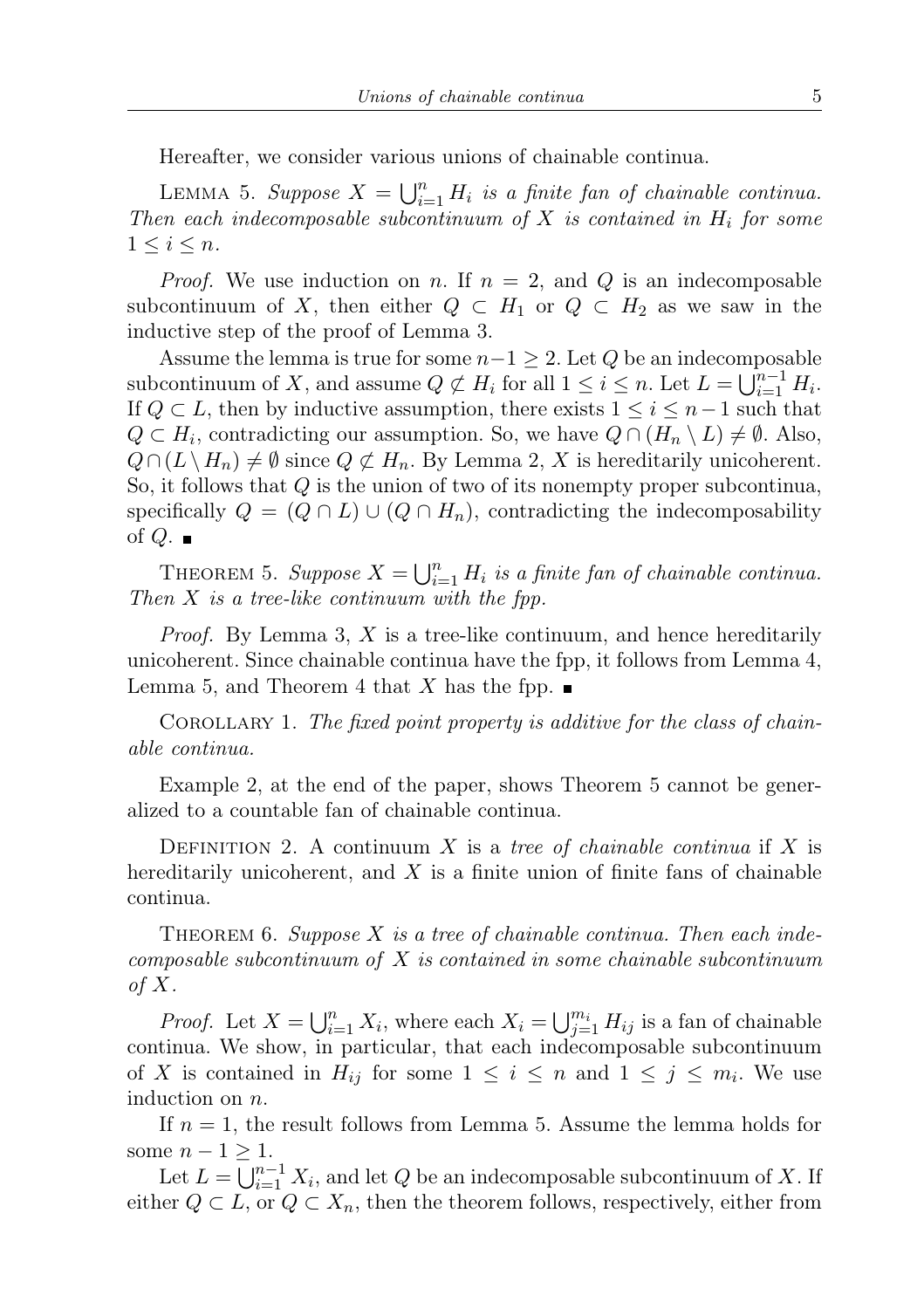Hereafter, we consider various unions of chainable continua.

Lemma 5. *Suppose $X = \bigcup_{i=1}^{n} H_i$ is a finite fan of chainable continua. Then each indecomposable subcontinuum of $X$ is contained in $H_i$ for some $1 \leq i \leq n$.*

*Proof.* We use induction on $n$. If $n = 2$, and $Q$ is an indecomposable subcontinuum of $X$, then either $Q \subset H_1$ or $Q \subset H_2$ as we saw in the inductive step of the proof of Lemma 3.

Assume the lemma is true for some $n-1 \geq 2$. Let $Q$ be an indecomposable subcontinuum of $X$, and assume $Q \not\subset H_i$ for all $1 \leq i \leq n$. Let $L = \bigcup_{i=1}^{n-1} H_i$. If $Q \subset L$, then by inductive assumption, there exists $1 \leq i \leq n-1$ such that $Q \subset H_i$, contradicting our assumption. So, we have $Q \cap (H_n \setminus L) \neq \emptyset$. Also, $Q \cap (L \setminus H_n) \neq \emptyset$ since $Q \not\subset H_n$. By Lemma 2, $X$ is hereditarily unicoherent. So, it follows that $Q$ is the union of two of its nonempty proper subcontinua, specifically $Q = (Q \cap L) \cup (Q \cap H_n)$, contradicting the indecomposability of $Q$. ∎

Theorem 5. *Suppose $X = \bigcup_{i=1}^{n} H_i$ is a finite fan of chainable continua. Then $X$ is a tree-like continuum with the fpp.*

*Proof.* By Lemma 3, $X$ is a tree-like continuum, and hence hereditarily unicoherent. Since chainable continua have the fpp, it follows from Lemma 4, Lemma 5, and Theorem 4 that $X$ has the fpp. ∎

Corollary 1. *The fixed point property is additive for the class of chainable continua.*

Example 2, at the end of the paper, shows Theorem 5 cannot be generalized to a countable fan of chainable continua.

Definition 2. A continuum $X$ is a *tree of chainable continua* if $X$ is hereditarily unicoherent, and $X$ is a finite union of finite fans of chainable continua.

Theorem 6. *Suppose $X$ is a tree of chainable continua. Then each indecomposable subcontinuum of $X$ is contained in some chainable subcontinuum of $X$.*

*Proof.* Let $X = \bigcup_{i=1}^{n} X_i$, where each $X_i = \bigcup_{j=1}^{m_i} H_{ij}$ is a fan of chainable continua. We show, in particular, that each indecomposable subcontinuum of $X$ is contained in $H_{ij}$ for some $1 \leq i \leq n$ and $1 \leq j \leq m_i$. We use induction on $n$.

If $n = 1$, the result follows from Lemma 5. Assume the lemma holds for some $n-1 \geq 1$.

Let $L = \bigcup_{i=1}^{n-1} X_i$, and let $Q$ be an indecomposable subcontinuum of $X$. If either $Q \subset L$, or $Q \subset X_n$, then the theorem follows, respectively, either from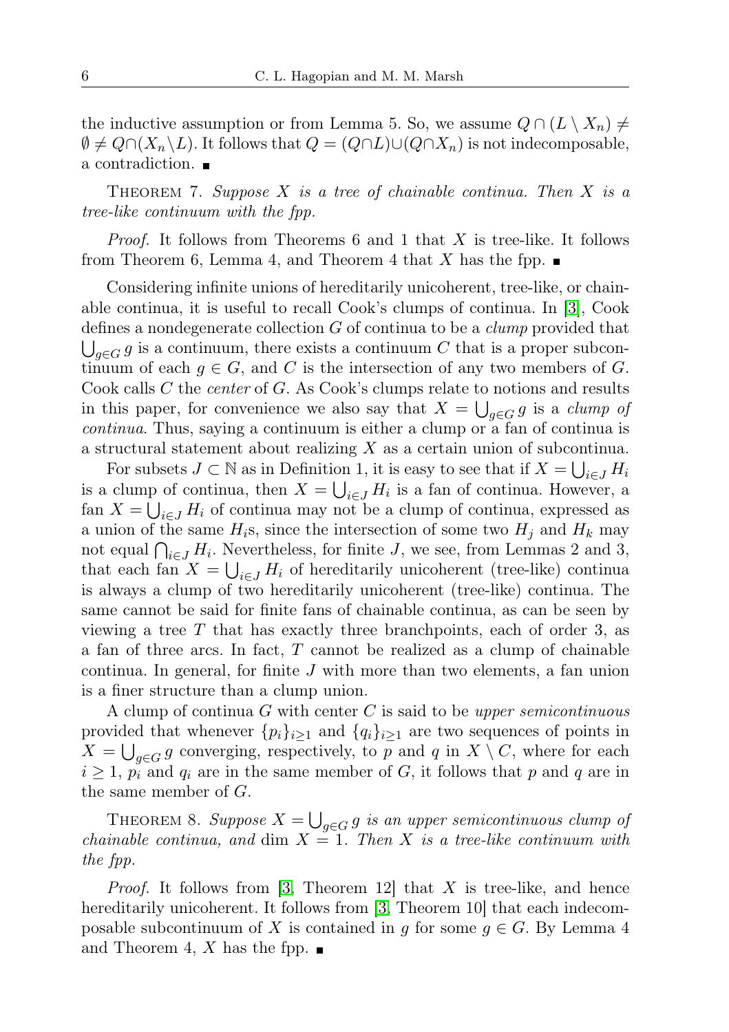the inductive assumption or from Lemma 5. So, we assume $Q \cap (L \setminus X_n) \neq \emptyset \neq Q \cap (X_n \setminus L)$. It follows that $Q = (Q \cap L) \cup (Q \cap X_n)$ is not indecomposable, a contradiction. ∎

Theorem 7. *Suppose $X$ is a tree of chainable continua. Then $X$ is a tree-like continuum with the fpp.*

*Proof.* It follows from Theorems 6 and 1 that $X$ is tree-like. It follows from Theorem 6, Lemma 4, and Theorem 4 that $X$ has the fpp. ∎

Considering infinite unions of hereditarily unicoherent, tree-like, or chainable continua, it is useful to recall Cook's clumps of continua. In [3], Cook defines a nondegenerate collection $G$ of continua to be a *clump* provided that $\bigcup_{g \in G} g$ is a continuum, there exists a continuum $C$ that is a proper subcontinuum of each $g \in G$, and $C$ is the intersection of any two members of $G$. Cook calls $C$ the *center* of $G$. As Cook's clumps relate to notions and results in this paper, for convenience we also say that $X = \bigcup_{g \in G} g$ is a *clump of continua*. Thus, saying a continuum is either a clump or a fan of continua is a structural statement about realizing $X$ as a certain union of subcontinua.

For subsets $J \subset \mathbb{N}$ as in Definition 1, it is easy to see that if $X = \bigcup_{i \in J} H_i$ is a clump of continua, then $X = \bigcup_{i \in J} H_i$ is a fan of continua. However, a fan $X = \bigcup_{i \in J} H_i$ of continua may not be a clump of continua, expressed as a union of the same $H_i$s, since the intersection of some two $H_j$ and $H_k$ may not equal $\bigcap_{i \in J} H_i$. Nevertheless, for finite $J$, we see, from Lemmas 2 and 3, that each fan $X = \bigcup_{i \in J} H_i$ of hereditarily unicoherent (tree-like) continua is always a clump of two hereditarily unicoherent (tree-like) continua. The same cannot be said for finite fans of chainable continua, as can be seen by viewing a tree $T$ that has exactly three branchpoints, each of order 3, as a fan of three arcs. In fact, $T$ cannot be realized as a clump of chainable continua. In general, for finite $J$ with more than two elements, a fan union is a finer structure than a clump union.

A clump of continua $G$ with center $C$ is said to be *upper semicontinuous* provided that whenever $\{p_i\}_{i \geq 1}$ and $\{q_i\}_{i \geq 1}$ are two sequences of points in $X = \bigcup_{g \in G} g$ converging, respectively, to $p$ and $q$ in $X \setminus C$, where for each $i \geq 1$, $p_i$ and $q_i$ are in the same member of $G$, it follows that $p$ and $q$ are in the same member of $G$.

Theorem 8. *Suppose $X = \bigcup_{g \in G} g$ is an upper semicontinuous clump of chainable continua, and* $\dim X = 1$. *Then $X$ is a tree-like continuum with the fpp.*

*Proof.* It follows from [3, Theorem 12] that $X$ is tree-like, and hence hereditarily unicoherent. It follows from [3, Theorem 10] that each indecomposable subcontinuum of $X$ is contained in $g$ for some $g \in G$. By Lemma 4 and Theorem 4, $X$ has the fpp. ∎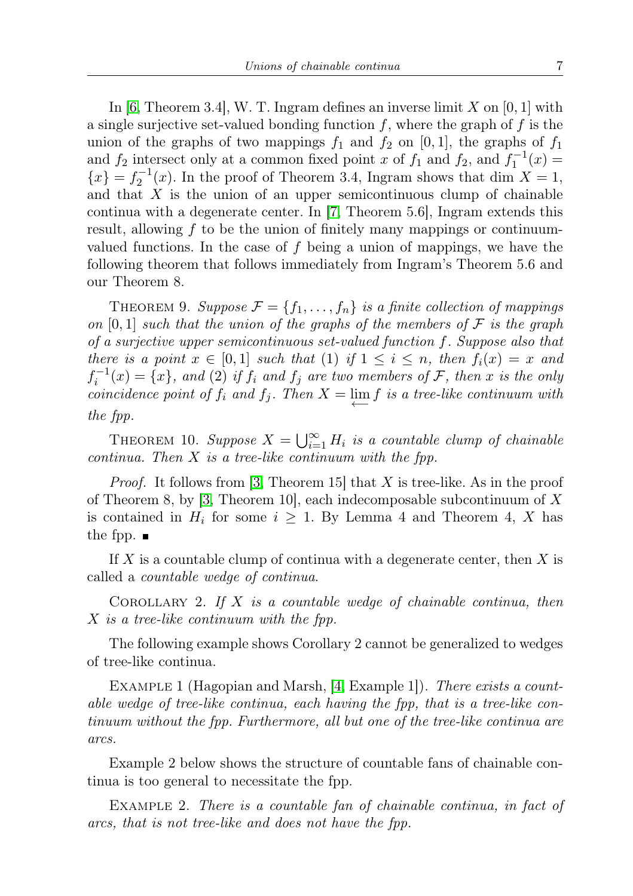In [6, Theorem 3.4], W. T. Ingram defines an inverse limit $X$ on $[0,1]$ with a single surjective set-valued bonding function $f$, where the graph of $f$ is the union of the graphs of two mappings $f_1$ and $f_2$ on $[0,1]$, the graphs of $f_1$ and $f_2$ intersect only at a common fixed point $x$ of $f_1$ and $f_2$, and $f_1^{-1}(x) = \{x\} = f_2^{-1}(x)$. In the proof of Theorem 3.4, Ingram shows that $\dim X = 1$, and that $X$ is the union of an upper semicontinuous clump of chainable continua with a degenerate center. In [7, Theorem 5.6], Ingram extends this result, allowing $f$ to be the union of finitely many mappings or continuum-valued functions. In the case of $f$ being a union of mappings, we have the following theorem that follows immediately from Ingram's Theorem 5.6 and our Theorem 8.

Theorem 9. *Suppose $\mathcal{F} = \{f_1, \ldots, f_n\}$ is a finite collection of mappings on $[0,1]$ such that the union of the graphs of the members of $\mathcal{F}$ is the graph of a surjective upper semicontinuous set-valued function $f$. Suppose also that there is a point $x \in [0,1]$ such that (1) if $1 \leq i \leq n$, then $f_i(x) = x$ and $f_i^{-1}(x) = \{x\}$, and (2) if $f_i$ and $f_j$ are two members of $\mathcal{F}$, then $x$ is the only coincidence point of $f_i$ and $f_j$. Then $X = \varprojlim f$ is a tree-like continuum with the fpp.*

Theorem 10. *Suppose $X = \bigcup_{i=1}^{\infty} H_i$ is a countable clump of chainable continua. Then $X$ is a tree-like continuum with the fpp.*

*Proof.* It follows from [3, Theorem 15] that $X$ is tree-like. As in the proof of Theorem 8, by [3, Theorem 10], each indecomposable subcontinuum of $X$ is contained in $H_i$ for some $i \geq 1$. By Lemma 4 and Theorem 4, $X$ has the fpp. ∎

If $X$ is a countable clump of continua with a degenerate center, then $X$ is called a *countable wedge of continua*.

Corollary 2. *If $X$ is a countable wedge of chainable continua, then $X$ is a tree-like continuum with the fpp.*

The following example shows Corollary 2 cannot be generalized to wedges of tree-like continua.

Example 1 (Hagopian and Marsh, [4, Example 1]). *There exists a countable wedge of tree-like continua, each having the fpp, that is a tree-like continuum without the fpp. Furthermore, all but one of the tree-like continua are arcs.*

Example 2 below shows the structure of countable fans of chainable continua is too general to necessitate the fpp.

Example 2. *There is a countable fan of chainable continua, in fact of arcs, that is not tree-like and does not have the fpp.*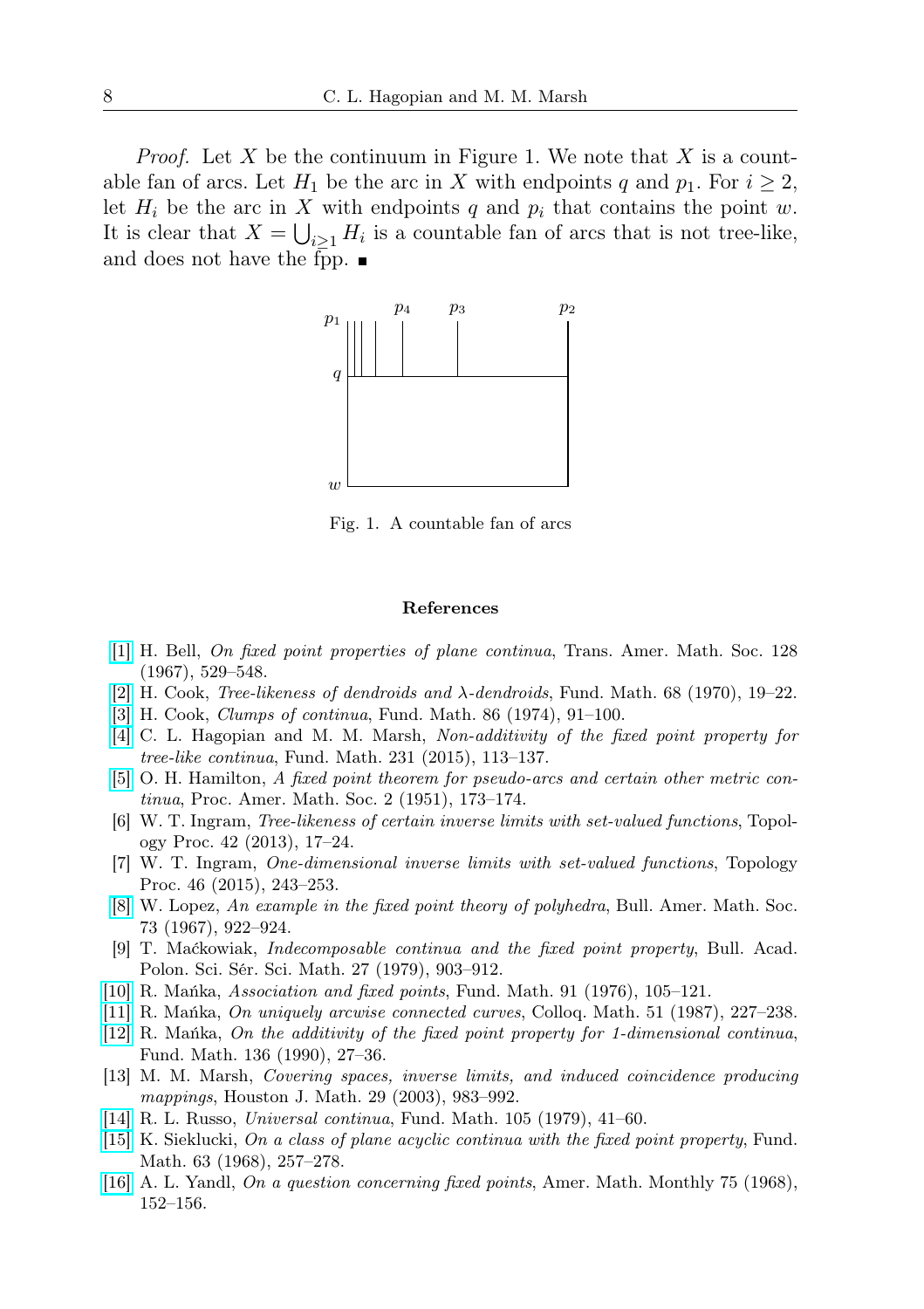*Proof.* Let $X$ be the continuum in Figure 1. We note that $X$ is a countable fan of arcs. Let $H_1$ be the arc in $X$ with endpoints $q$ and $p_1$. For $i \geq 2$, let $H_i$ be the arc in $X$ with endpoints $q$ and $p_i$ that contains the point $w$. It is clear that $X = \bigcup_{i\geq 1} H_i$ is a countable fan of arcs that is not tree-like, and does not have the fpp. ■

Fig. 1. A countable fan of arcs

## References

[1] H. Bell, *On fixed point properties of plane continua*, Trans. Amer. Math. Soc. 128 (1967), 529–548.

[2] H. Cook, *Tree-likeness of dendroids and $\lambda$-dendroids*, Fund. Math. 68 (1970), 19–22.

[3] H. Cook, *Clumps of continua*, Fund. Math. 86 (1974), 91–100.

[4] C. L. Hagopian and M. M. Marsh, *Non-additivity of the fixed point property for tree-like continua*, Fund. Math. 231 (2015), 113–137.

[5] O. H. Hamilton, *A fixed point theorem for pseudo-arcs and certain other metric continua*, Proc. Amer. Math. Soc. 2 (1951), 173–174.

[6] W. T. Ingram, *Tree-likeness of certain inverse limits with set-valued functions*, Topology Proc. 42 (2013), 17–24.

[7] W. T. Ingram, *One-dimensional inverse limits with set-valued functions*, Topology Proc. 46 (2015), 243–253.

[8] W. Lopez, *An example in the fixed point theory of polyhedra*, Bull. Amer. Math. Soc. 73 (1967), 922–924.

[9] T. Maćkowiak, *Indecomposable continua and the fixed point property*, Bull. Acad. Polon. Sci. Sér. Sci. Math. 27 (1979), 903–912.

[10] R. Mańka, *Association and fixed points*, Fund. Math. 91 (1976), 105–121.

[11] R. Mańka, *On uniquely arcwise connected curves*, Colloq. Math. 51 (1987), 227–238.

[12] R. Mańka, *On the additivity of the fixed point property for 1-dimensional continua*, Fund. Math. 136 (1990), 27–36.

[13] M. M. Marsh, *Covering spaces, inverse limits, and induced coincidence producing mappings*, Houston J. Math. 29 (2003), 983–992.

[14] R. L. Russo, *Universal continua*, Fund. Math. 105 (1979), 41–60.

[15] K. Sieklucki, *On a class of plane acyclic continua with the fixed point property*, Fund. Math. 63 (1968), 257–278.

[16] A. L. Yandl, *On a question concerning fixed points*, Amer. Math. Monthly 75 (1968), 152–156.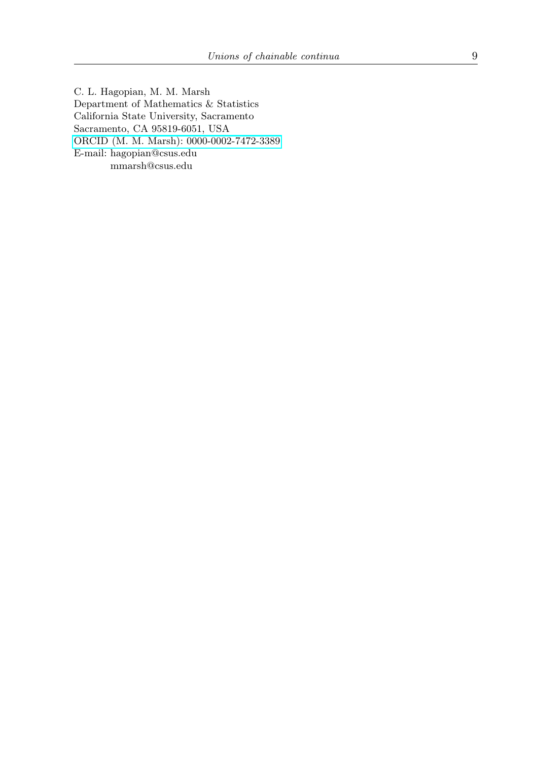C. L. Hagopian, M. M. Marsh  
Department of Mathematics & Statistics  
California State University, Sacramento  
Sacramento, CA 95819-6051, USA  
ORCID (M. M. Marsh): 0000-0002-7472-3389  
E-mail: hagopian@csus.edu  
mmarsh@csus.edu